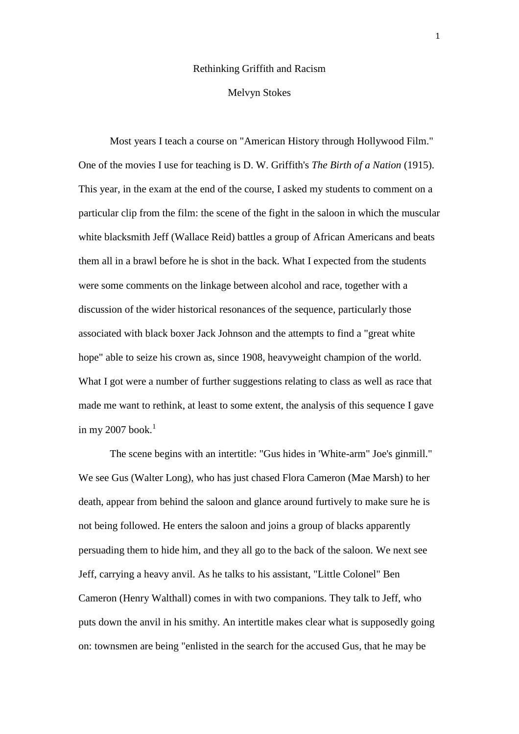# Rethinking Griffith and Racism

Melvyn Stokes

Most years I teach a course on "American History through Hollywood Film." One of the movies I use for teaching is D. W. Griffith's *The Birth of a Nation* (1915). This year, in the exam at the end of the course, I asked my students to comment on a particular clip from the film: the scene of the fight in the saloon in which the muscular white blacksmith Jeff (Wallace Reid) battles a group of African Americans and beats them all in a brawl before he is shot in the back. What I expected from the students were some comments on the linkage between alcohol and race, together with a discussion of the wider historical resonances of the sequence, particularly those associated with black boxer Jack Johnson and the attempts to find a "great white hope" able to seize his crown as, since 1908, heavyweight champion of the world. What I got were a number of further suggestions relating to class as well as race that made me want to rethink, at least to some extent, the analysis of this sequence I gave in my 2007 book.[1]

The scene begins with an intertitle: "Gus hides in 'White-arm" Joe's ginmill." We see Gus (Walter Long), who has just chased Flora Cameron (Mae Marsh) to her death, appear from behind the saloon and glance around furtively to make sure he is not being followed. He enters the saloon and joins a group of blacks apparently persuading them to hide him, and they all go to the back of the saloon. We next see Jeff, carrying a heavy anvil. As he talks to his assistant, "Little Colonel" Ben Cameron (Henry Walthall) comes in with two companions. They talk to Jeff, who puts down the anvil in his smithy. An intertitle makes clear what is supposedly going on: townsmen are being "enlisted in the search for the accused Gus, that he may be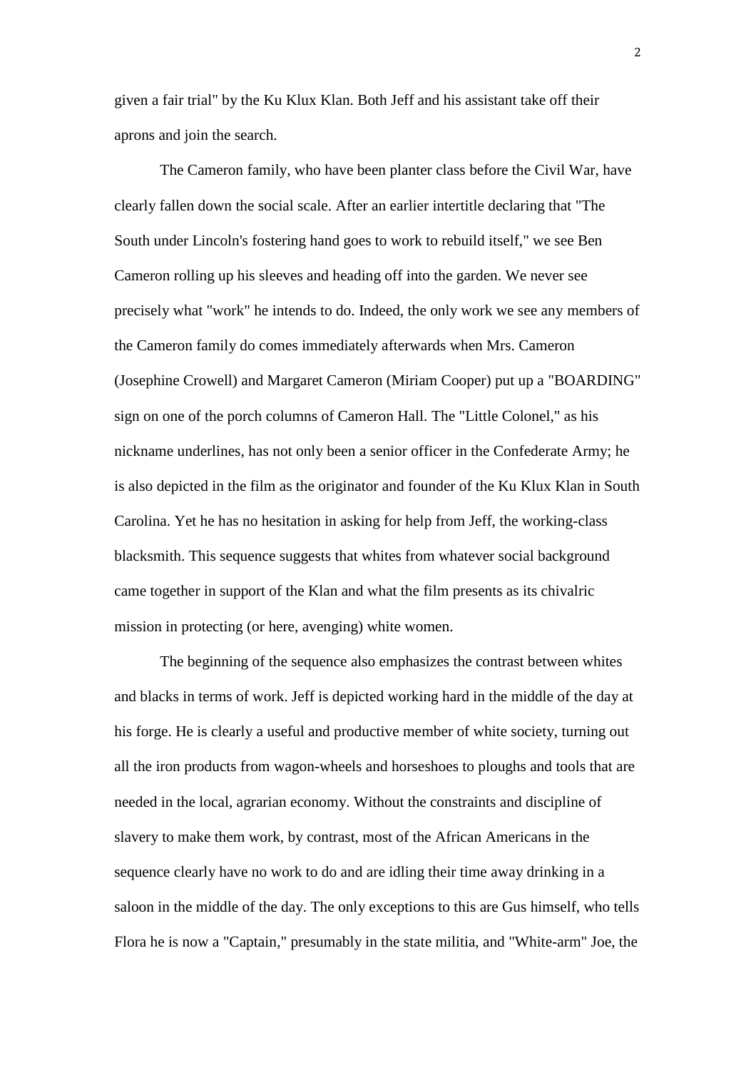given a fair trial" by the Ku Klux Klan. Both Jeff and his assistant take off their aprons and join the search.

The Cameron family, who have been planter class before the Civil War, have clearly fallen down the social scale. After an earlier intertitle declaring that "The South under Lincoln's fostering hand goes to work to rebuild itself," we see Ben Cameron rolling up his sleeves and heading off into the garden. We never see precisely what "work" he intends to do. Indeed, the only work we see any members of the Cameron family do comes immediately afterwards when Mrs. Cameron (Josephine Crowell) and Margaret Cameron (Miriam Cooper) put up a "BOARDING" sign on one of the porch columns of Cameron Hall. The "Little Colonel," as his nickname underlines, has not only been a senior officer in the Confederate Army; he is also depicted in the film as the originator and founder of the Ku Klux Klan in South Carolina. Yet he has no hesitation in asking for help from Jeff, the working-class blacksmith. This sequence suggests that whites from whatever social background came together in support of the Klan and what the film presents as its chivalric mission in protecting (or here, avenging) white women.

The beginning of the sequence also emphasizes the contrast between whites and blacks in terms of work. Jeff is depicted working hard in the middle of the day at his forge. He is clearly a useful and productive member of white society, turning out all the iron products from wagon-wheels and horseshoes to ploughs and tools that are needed in the local, agrarian economy. Without the constraints and discipline of slavery to make them work, by contrast, most of the African Americans in the sequence clearly have no work to do and are idling their time away drinking in a saloon in the middle of the day. The only exceptions to this are Gus himself, who tells Flora he is now a "Captain," presumably in the state militia, and "White-arm" Joe, the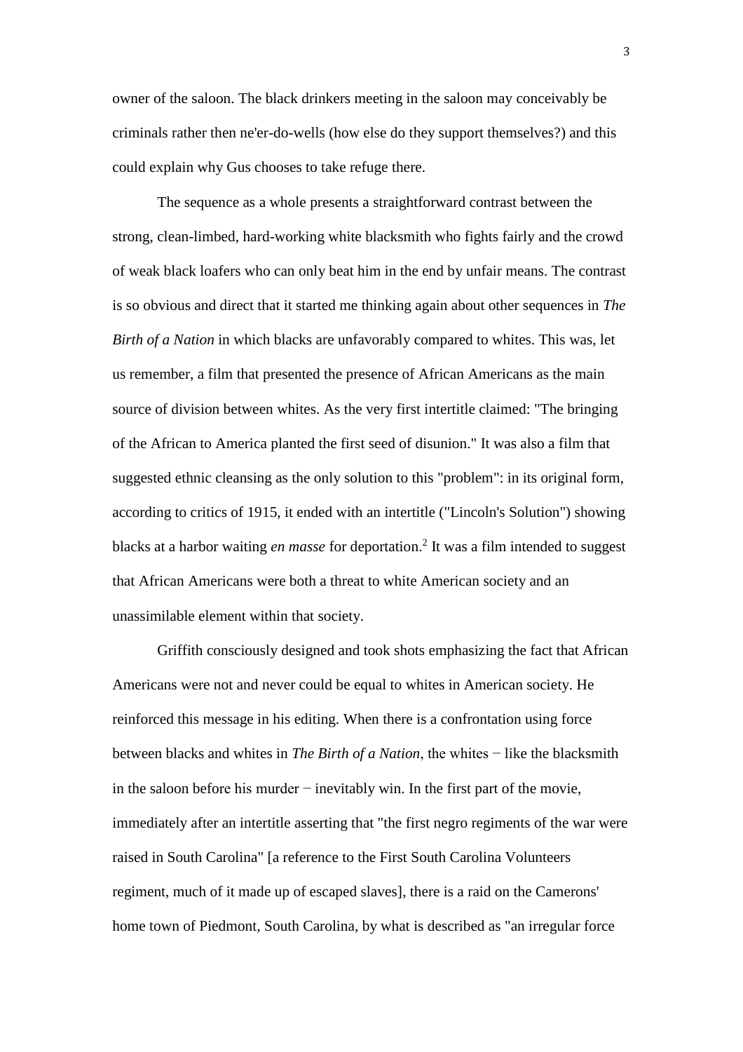owner of the saloon. The black drinkers meeting in the saloon may conceivably be criminals rather then ne'er-do-wells (how else do they support themselves?) and this could explain why Gus chooses to take refuge there.

The sequence as a whole presents a straightforward contrast between the strong, clean-limbed, hard-working white blacksmith who fights fairly and the crowd of weak black loafers who can only beat him in the end by unfair means. The contrast is so obvious and direct that it started me thinking again about other sequences in *The Birth of a Nation* in which blacks are unfavorably compared to whites. This was, let us remember, a film that presented the presence of African Americans as the main source of division between whites. As the very first intertitle claimed: "The bringing of the African to America planted the first seed of disunion." It was also a film that suggested ethnic cleansing as the only solution to this "problem": in its original form, according to critics of 1915, it ended with an intertitle ("Lincoln's Solution") showing blacks at a harbor waiting *en masse* for deportation.[2] It was a film intended to suggest that African Americans were both a threat to white American society and an unassimilable element within that society.

Griffith consciously designed and took shots emphasizing the fact that African Americans were not and never could be equal to whites in American society. He reinforced this message in his editing. When there is a confrontation using force between blacks and whites in *The Birth of a Nation*, the whites − like the blacksmith in the saloon before his murder − inevitably win. In the first part of the movie, immediately after an intertitle asserting that "the first negro regiments of the war were raised in South Carolina" [a reference to the First South Carolina Volunteers regiment, much of it made up of escaped slaves], there is a raid on the Camerons' home town of Piedmont, South Carolina, by what is described as "an irregular force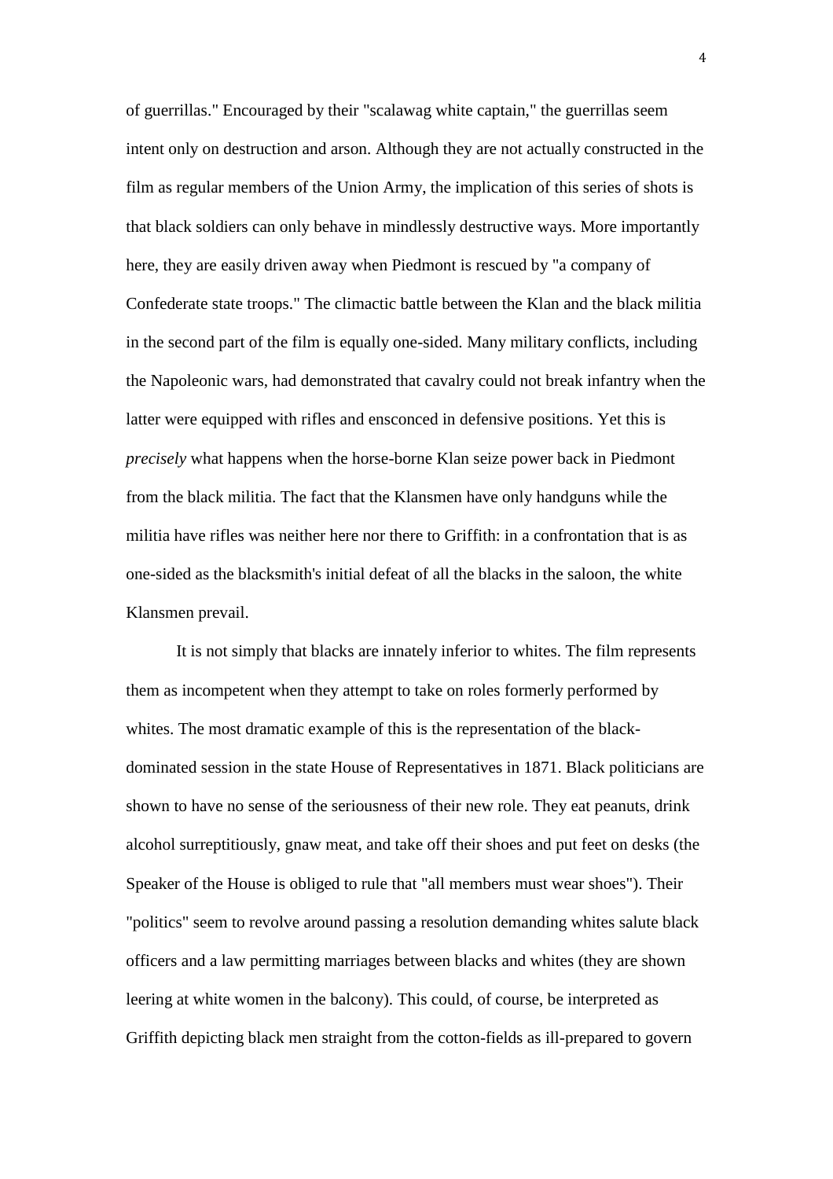of guerrillas." Encouraged by their "scalawag white captain," the guerrillas seem intent only on destruction and arson. Although they are not actually constructed in the film as regular members of the Union Army, the implication of this series of shots is that black soldiers can only behave in mindlessly destructive ways. More importantly here, they are easily driven away when Piedmont is rescued by "a company of Confederate state troops." The climactic battle between the Klan and the black militia in the second part of the film is equally one-sided. Many military conflicts, including the Napoleonic wars, had demonstrated that cavalry could not break infantry when the latter were equipped with rifles and ensconced in defensive positions. Yet this is *precisely* what happens when the horse-borne Klan seize power back in Piedmont from the black militia. The fact that the Klansmen have only handguns while the militia have rifles was neither here nor there to Griffith: in a confrontation that is as one-sided as the blacksmith's initial defeat of all the blacks in the saloon, the white Klansmen prevail.

It is not simply that blacks are innately inferior to whites. The film represents them as incompetent when they attempt to take on roles formerly performed by whites. The most dramatic example of this is the representation of the black-dominated session in the state House of Representatives in 1871. Black politicians are shown to have no sense of the seriousness of their new role. They eat peanuts, drink alcohol surreptitiously, gnaw meat, and take off their shoes and put feet on desks (the Speaker of the House is obliged to rule that "all members must wear shoes"). Their "politics" seem to revolve around passing a resolution demanding whites salute black officers and a law permitting marriages between blacks and whites (they are shown leering at white women in the balcony). This could, of course, be interpreted as Griffith depicting black men straight from the cotton-fields as ill-prepared to govern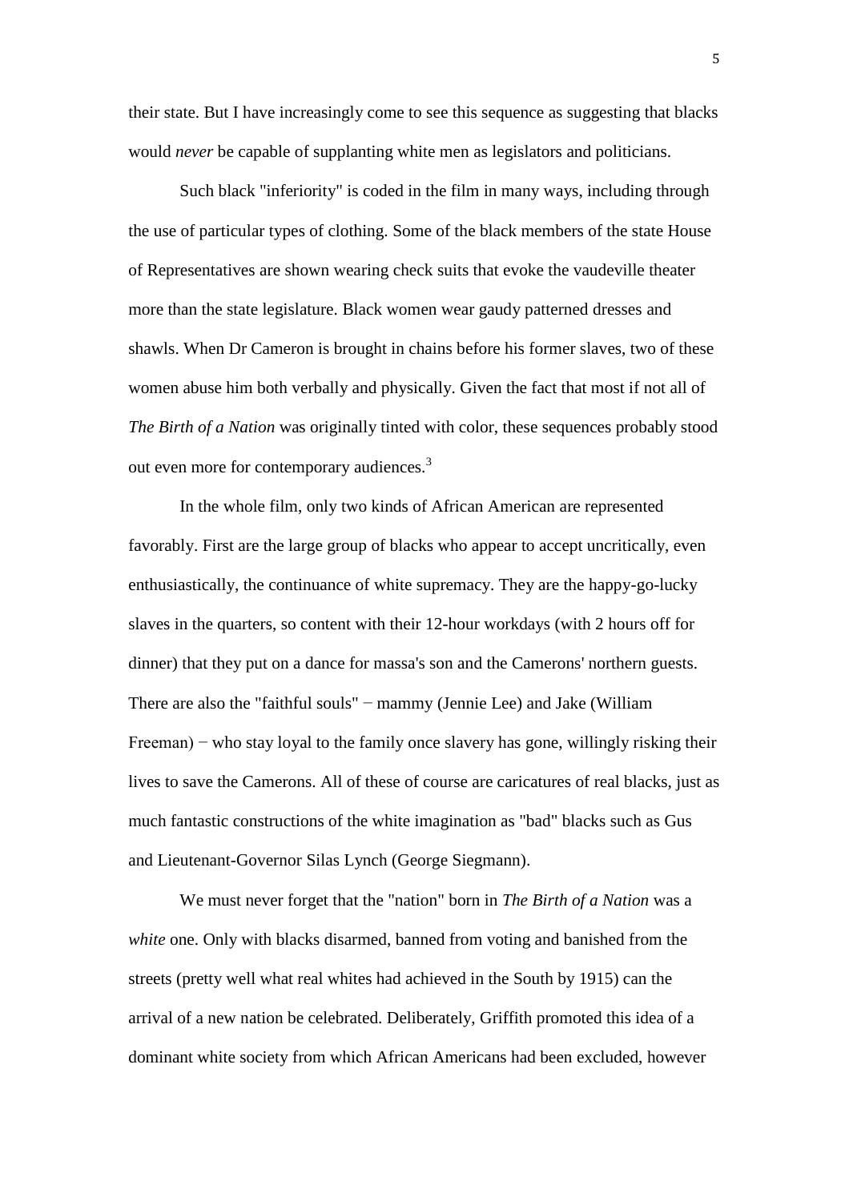their state. But I have increasingly come to see this sequence as suggesting that blacks would *never* be capable of supplanting white men as legislators and politicians.

Such black "inferiority" is coded in the film in many ways, including through the use of particular types of clothing. Some of the black members of the state House of Representatives are shown wearing check suits that evoke the vaudeville theater more than the state legislature. Black women wear gaudy patterned dresses and shawls. When Dr Cameron is brought in chains before his former slaves, two of these women abuse him both verbally and physically. Given the fact that most if not all of *The Birth of a Nation* was originally tinted with color, these sequences probably stood out even more for contemporary audiences.[3]

In the whole film, only two kinds of African American are represented favorably. First are the large group of blacks who appear to accept uncritically, even enthusiastically, the continuance of white supremacy. They are the happy-go-lucky slaves in the quarters, so content with their 12-hour workdays (with 2 hours off for dinner) that they put on a dance for massa's son and the Camerons' northern guests. There are also the "faithful souls" − mammy (Jennie Lee) and Jake (William Freeman) − who stay loyal to the family once slavery has gone, willingly risking their lives to save the Camerons. All of these of course are caricatures of real blacks, just as much fantastic constructions of the white imagination as "bad" blacks such as Gus and Lieutenant-Governor Silas Lynch (George Siegmann).

We must never forget that the "nation" born in *The Birth of a Nation* was a *white* one. Only with blacks disarmed, banned from voting and banished from the streets (pretty well what real whites had achieved in the South by 1915) can the arrival of a new nation be celebrated. Deliberately, Griffith promoted this idea of a dominant white society from which African Americans had been excluded, however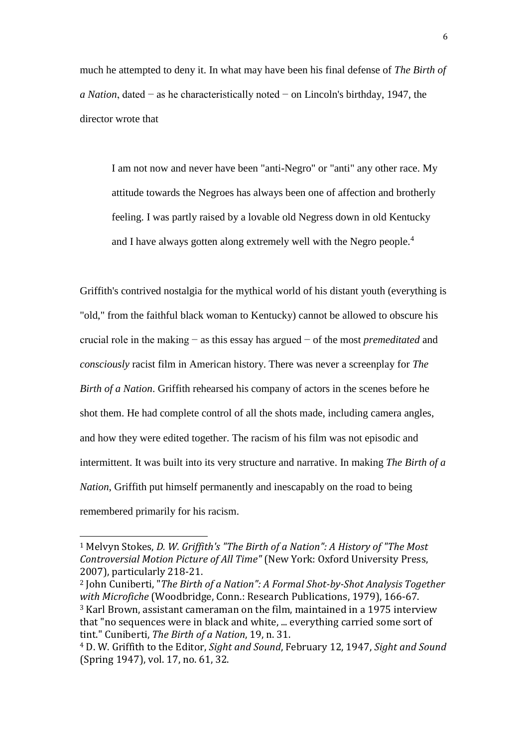much he attempted to deny it. In what may have been his final defense of *The Birth of a Nation*, dated − as he characteristically noted − on Lincoln's birthday, 1947, the director wrote that

> I am not now and never have been "anti-Negro" or "anti" any other race. My attitude towards the Negroes has always been one of affection and brotherly feeling. I was partly raised by a lovable old Negress down in old Kentucky and I have always gotten along extremely well with the Negro people.[4]

Griffith's contrived nostalgia for the mythical world of his distant youth (everything is "old," from the faithful black woman to Kentucky) cannot be allowed to obscure his crucial role in the making − as this essay has argued − of the most *premeditated* and *consciously* racist film in American history. There was never a screenplay for *The Birth of a Nation*. Griffith rehearsed his company of actors in the scenes before he shot them. He had complete control of all the shots made, including camera angles, and how they were edited together. The racism of his film was not episodic and intermittent. It was built into its very structure and narrative. In making *The Birth of a Nation*, Griffith put himself permanently and inescapably on the road to being remembered primarily for his racism.

---

[1] Melvyn Stokes, *D. W. Griffith's "The Birth of a Nation": A History of "The Most Controversial Motion Picture of All Time"* (New York: Oxford University Press, 2007), particularly 218-21.

[2] John Cuniberti, "*The Birth of a Nation": A Formal Shot-by-Shot Analysis Together with Microfiche* (Woodbridge, Conn.: Research Publications, 1979), 166-67.

[3] Karl Brown, assistant cameraman on the film, maintained in a 1975 interview that "no sequences were in black and white, ... everything carried some sort of tint." Cuniberti, *The Birth of a Nation*, 19, n. 31.

[4] D. W. Griffith to the Editor, *Sight and Sound*, February 12, 1947, *Sight and Sound* (Spring 1947), vol. 17, no. 61, 32.